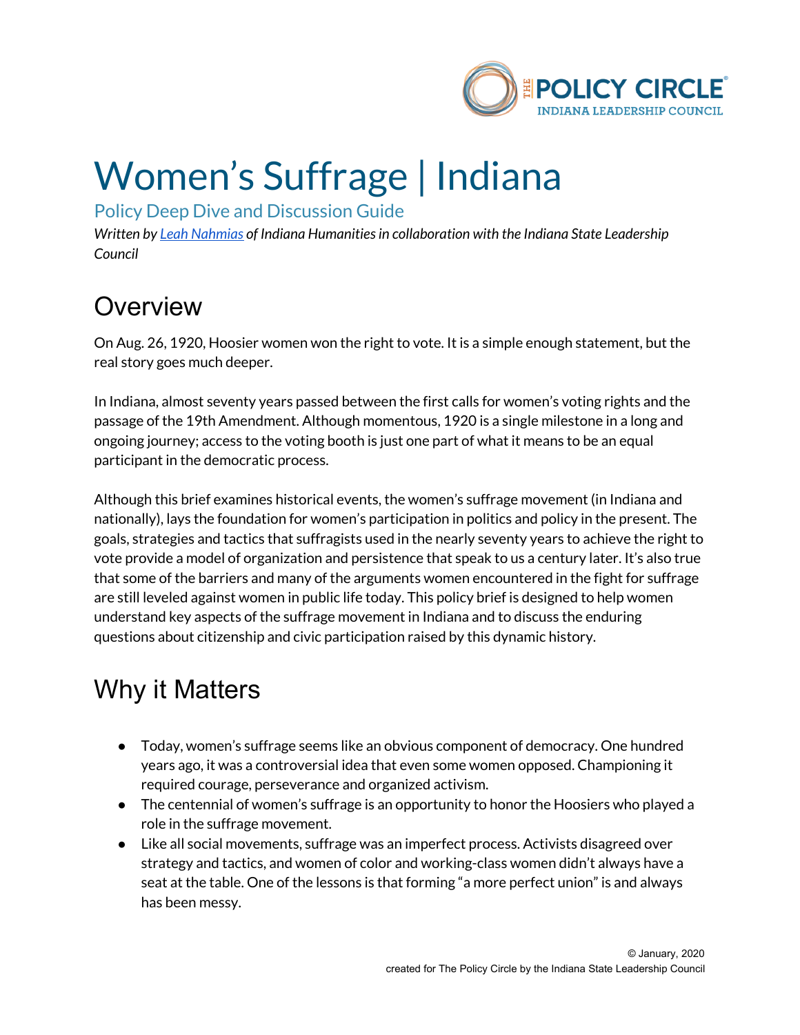# Women's Suffrage | Indiana

## Policy Deep Dive and Discussion Guide

*Written by Leah Nahmias of Indiana Humanities in collaboration with the Indiana State Leadership Council*

## Overview

On Aug. 26, 1920, Hoosier women won the right to vote. It is a simple enough statement, but the real story goes much deeper.

In Indiana, almost seventy years passed between the first calls for women's voting rights and the passage of the 19th Amendment. Although momentous, 1920 is a single milestone in a long and ongoing journey; access to the voting booth is just one part of what it means to be an equal participant in the democratic process.

Although this brief examines historical events, the women's suffrage movement (in Indiana and nationally), lays the foundation for women's participation in politics and policy in the present. The goals, strategies and tactics that suffragists used in the nearly seventy years to achieve the right to vote provide a model of organization and persistence that speak to us a century later. It's also true that some of the barriers and many of the arguments women encountered in the fight for suffrage are still leveled against women in public life today. This policy brief is designed to help women understand key aspects of the suffrage movement in Indiana and to discuss the enduring questions about citizenship and civic participation raised by this dynamic history.

## Why it Matters

- Today, women's suffrage seems like an obvious component of democracy. One hundred years ago, it was a controversial idea that even some women opposed. Championing it required courage, perseverance and organized activism.
- The centennial of women's suffrage is an opportunity to honor the Hoosiers who played a role in the suffrage movement.
- Like all social movements, suffrage was an imperfect process. Activists disagreed over strategy and tactics, and women of color and working-class women didn't always have a seat at the table. One of the lessons is that forming "a more perfect union" is and always has been messy.

© January, 2020
created for The Policy Circle by the Indiana State Leadership Council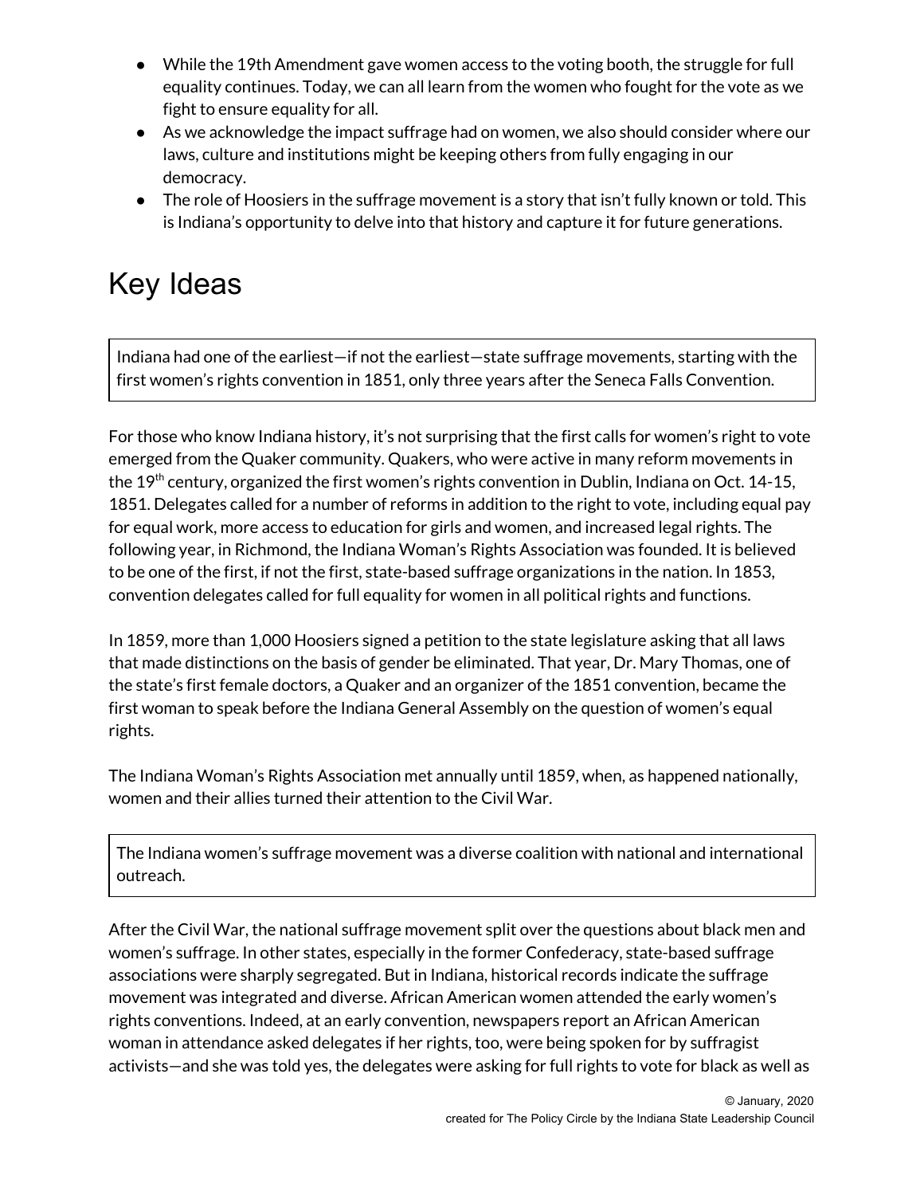- While the 19th Amendment gave women access to the voting booth, the struggle for full equality continues. Today, we can all learn from the women who fought for the vote as we fight to ensure equality for all.
- As we acknowledge the impact suffrage had on women, we also should consider where our laws, culture and institutions might be keeping others from fully engaging in our democracy.
- The role of Hoosiers in the suffrage movement is a story that isn't fully known or told. This is Indiana's opportunity to delve into that history and capture it for future generations.

# Key Ideas

Indiana had one of the earliest—if not the earliest—state suffrage movements, starting with the first women's rights convention in 1851, only three years after the Seneca Falls Convention.

For those who know Indiana history, it's not surprising that the first calls for women's right to vote emerged from the Quaker community. Quakers, who were active in many reform movements in the 19th century, organized the first women's rights convention in Dublin, Indiana on Oct. 14-15, 1851. Delegates called for a number of reforms in addition to the right to vote, including equal pay for equal work, more access to education for girls and women, and increased legal rights. The following year, in Richmond, the Indiana Woman's Rights Association was founded. It is believed to be one of the first, if not the first, state-based suffrage organizations in the nation. In 1853, convention delegates called for full equality for women in all political rights and functions.

In 1859, more than 1,000 Hoosiers signed a petition to the state legislature asking that all laws that made distinctions on the basis of gender be eliminated. That year, Dr. Mary Thomas, one of the state's first female doctors, a Quaker and an organizer of the 1851 convention, became the first woman to speak before the Indiana General Assembly on the question of women's equal rights.

The Indiana Woman's Rights Association met annually until 1859, when, as happened nationally, women and their allies turned their attention to the Civil War.

The Indiana women's suffrage movement was a diverse coalition with national and international outreach.

After the Civil War, the national suffrage movement split over the questions about black men and women's suffrage. In other states, especially in the former Confederacy, state-based suffrage associations were sharply segregated. But in Indiana, historical records indicate the suffrage movement was integrated and diverse. African American women attended the early women's rights conventions. Indeed, at an early convention, newspapers report an African American woman in attendance asked delegates if her rights, too, were being spoken for by suffragist activists—and she was told yes, the delegates were asking for full rights to vote for black as well as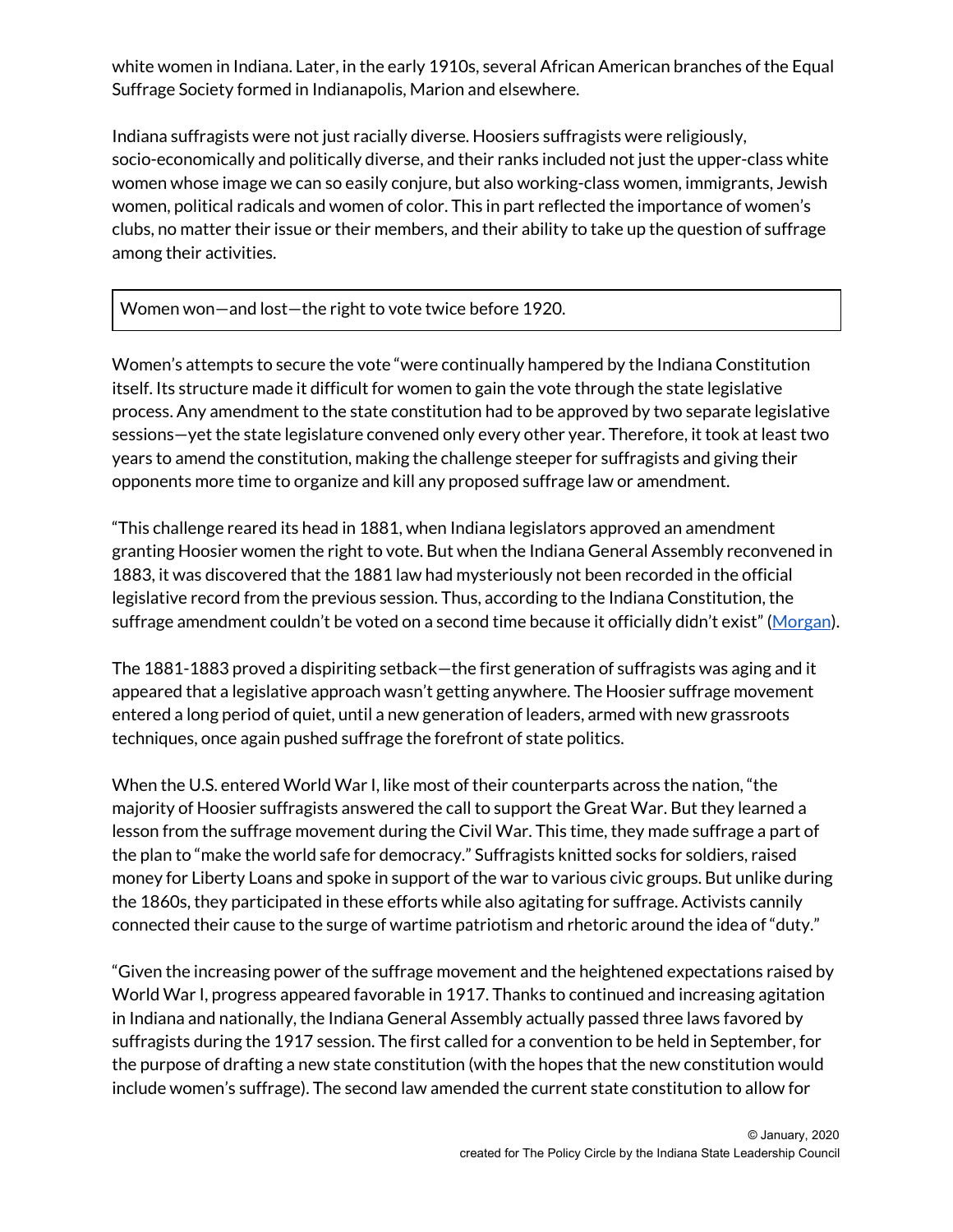white women in Indiana. Later, in the early 1910s, several African American branches of the Equal Suffrage Society formed in Indianapolis, Marion and elsewhere.

Indiana suffragists were not just racially diverse. Hoosiers suffragists were religiously, socio-economically and politically diverse, and their ranks included not just the upper-class white women whose image we can so easily conjure, but also working-class women, immigrants, Jewish women, political radicals and women of color. This in part reflected the importance of women's clubs, no matter their issue or their members, and their ability to take up the question of suffrage among their activities.

| Women won—and lost—the right to vote twice before 1920. |
| --- |

Women's attempts to secure the vote "were continually hampered by the Indiana Constitution itself. Its structure made it difficult for women to gain the vote through the state legislative process. Any amendment to the state constitution had to be approved by two separate legislative sessions—yet the state legislature convened only every other year. Therefore, it took at least two years to amend the constitution, making the challenge steeper for suffragists and giving their opponents more time to organize and kill any proposed suffrage law or amendment.

"This challenge reared its head in 1881, when Indiana legislators approved an amendment granting Hoosier women the right to vote. But when the Indiana General Assembly reconvened in 1883, it was discovered that the 1881 law had mysteriously not been recorded in the official legislative record from the previous session. Thus, according to the Indiana Constitution, the suffrage amendment couldn't be voted on a second time because it officially didn't exist" (Morgan).

The 1881-1883 proved a dispiriting setback—the first generation of suffragists was aging and it appeared that a legislative approach wasn't getting anywhere. The Hoosier suffrage movement entered a long period of quiet, until a new generation of leaders, armed with new grassroots techniques, once again pushed suffrage the forefront of state politics.

When the U.S. entered World War I, like most of their counterparts across the nation, "the majority of Hoosier suffragists answered the call to support the Great War. But they learned a lesson from the suffrage movement during the Civil War. This time, they made suffrage a part of the plan to "make the world safe for democracy." Suffragists knitted socks for soldiers, raised money for Liberty Loans and spoke in support of the war to various civic groups. But unlike during the 1860s, they participated in these efforts while also agitating for suffrage. Activists cannily connected their cause to the surge of wartime patriotism and rhetoric around the idea of "duty."

"Given the increasing power of the suffrage movement and the heightened expectations raised by World War I, progress appeared favorable in 1917. Thanks to continued and increasing agitation in Indiana and nationally, the Indiana General Assembly actually passed three laws favored by suffragists during the 1917 session. The first called for a convention to be held in September, for the purpose of drafting a new state constitution (with the hopes that the new constitution would include women's suffrage). The second law amended the current state constitution to allow for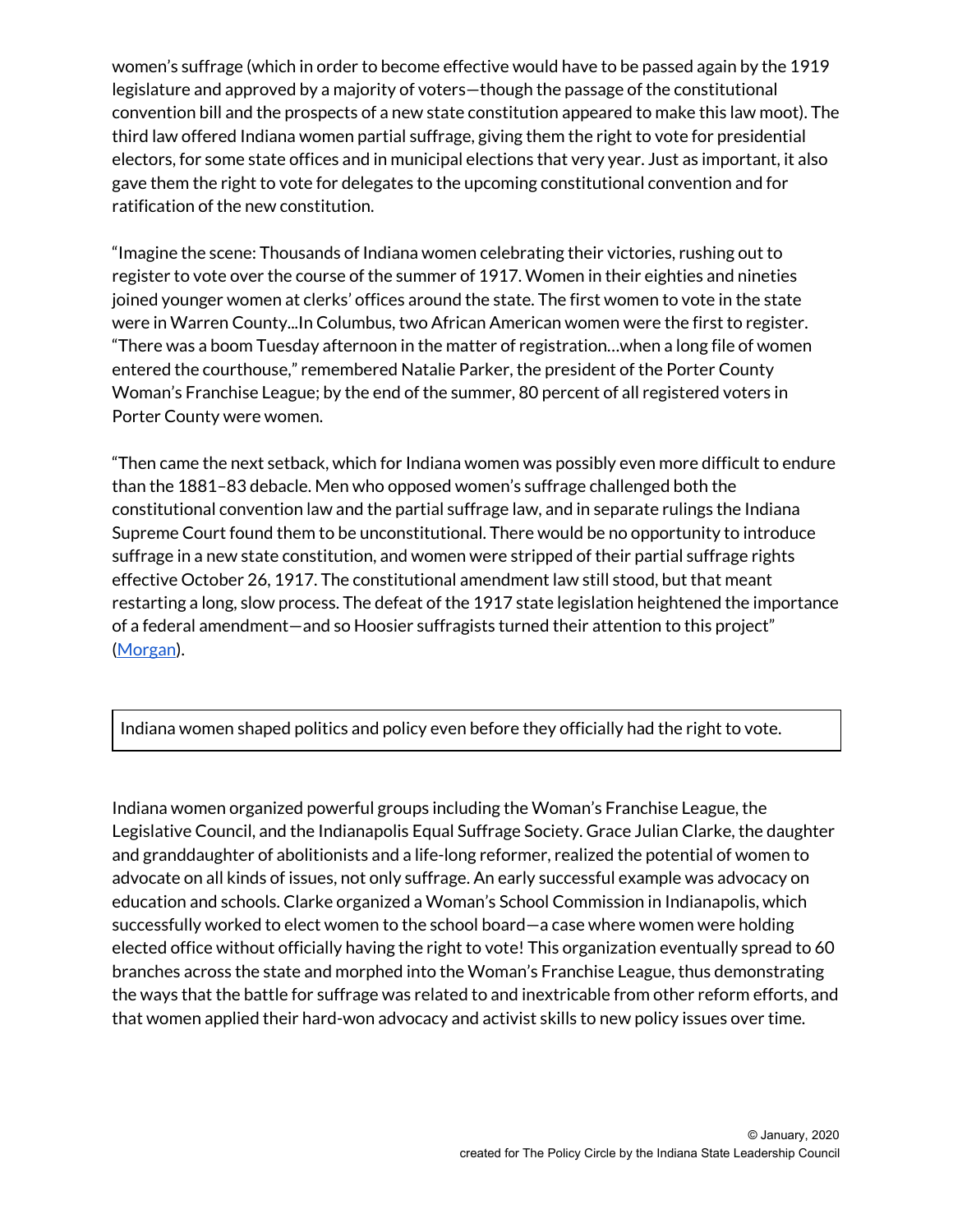women's suffrage (which in order to become effective would have to be passed again by the 1919 legislature and approved by a majority of voters—though the passage of the constitutional convention bill and the prospects of a new state constitution appeared to make this law moot). The third law offered Indiana women partial suffrage, giving them the right to vote for presidential electors, for some state offices and in municipal elections that very year. Just as important, it also gave them the right to vote for delegates to the upcoming constitutional convention and for ratification of the new constitution.

"Imagine the scene: Thousands of Indiana women celebrating their victories, rushing out to register to vote over the course of the summer of 1917. Women in their eighties and nineties joined younger women at clerks' offices around the state. The first women to vote in the state were in Warren County...In Columbus, two African American women were the first to register. "There was a boom Tuesday afternoon in the matter of registration…when a long file of women entered the courthouse," remembered Natalie Parker, the president of the Porter County Woman's Franchise League; by the end of the summer, 80 percent of all registered voters in Porter County were women.

"Then came the next setback, which for Indiana women was possibly even more difficult to endure than the 1881–83 debacle. Men who opposed women's suffrage challenged both the constitutional convention law and the partial suffrage law, and in separate rulings the Indiana Supreme Court found them to be unconstitutional. There would be no opportunity to introduce suffrage in a new state constitution, and women were stripped of their partial suffrage rights effective October 26, 1917. The constitutional amendment law still stood, but that meant restarting a long, slow process. The defeat of the 1917 state legislation heightened the importance of a federal amendment—and so Hoosier suffragists turned their attention to this project" (Morgan).

Indiana women shaped politics and policy even before they officially had the right to vote.

Indiana women organized powerful groups including the Woman's Franchise League, the Legislative Council, and the Indianapolis Equal Suffrage Society. Grace Julian Clarke, the daughter and granddaughter of abolitionists and a life-long reformer, realized the potential of women to advocate on all kinds of issues, not only suffrage. An early successful example was advocacy on education and schools. Clarke organized a Woman's School Commission in Indianapolis, which successfully worked to elect women to the school board—a case where women were holding elected office without officially having the right to vote! This organization eventually spread to 60 branches across the state and morphed into the Woman's Franchise League, thus demonstrating the ways that the battle for suffrage was related to and inextricable from other reform efforts, and that women applied their hard-won advocacy and activist skills to new policy issues over time.

© January, 2020
created for The Policy Circle by the Indiana State Leadership Council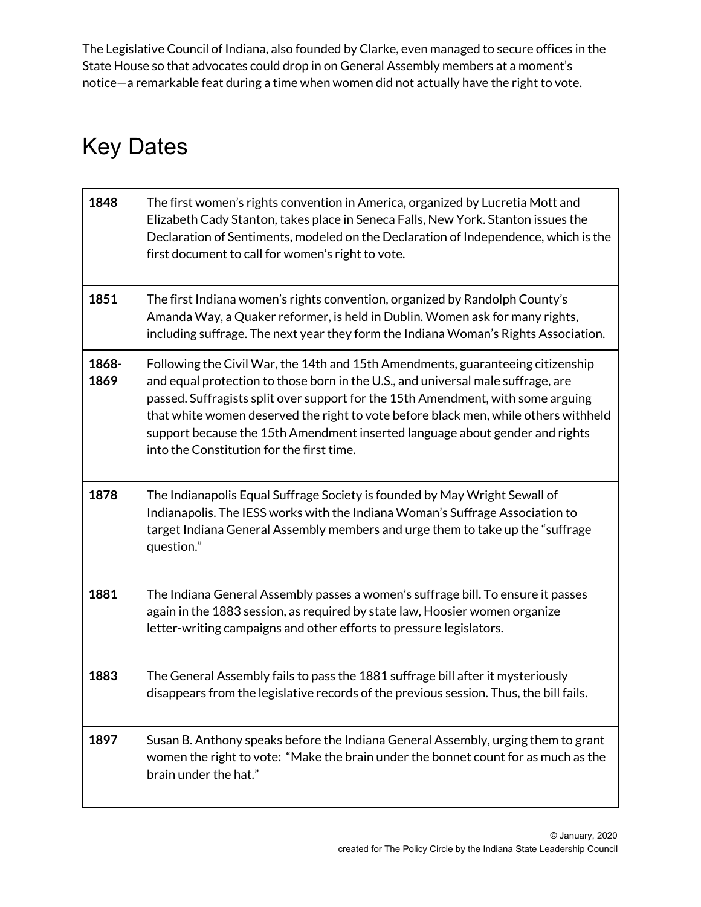The Legislative Council of Indiana, also founded by Clarke, even managed to secure offices in the State House so that advocates could drop in on General Assembly members at a moment's notice—a remarkable feat during a time when women did not actually have the right to vote.

## Key Dates

| | |
|---|---|
| **1848** | The first women's rights convention in America, organized by Lucretia Mott and Elizabeth Cady Stanton, takes place in Seneca Falls, New York. Stanton issues the Declaration of Sentiments, modeled on the Declaration of Independence, which is the first document to call for women's right to vote. |
| **1851** | The first Indiana women's rights convention, organized by Randolph County's Amanda Way, a Quaker reformer, is held in Dublin. Women ask for many rights, including suffrage. The next year they form the Indiana Woman's Rights Association. |
| **1868-1869** | Following the Civil War, the 14th and 15th Amendments, guaranteeing citizenship and equal protection to those born in the U.S., and universal male suffrage, are passed. Suffragists split over support for the 15th Amendment, with some arguing that white women deserved the right to vote before black men, while others withheld support because the 15th Amendment inserted language about gender and rights into the Constitution for the first time. |
| **1878** | The Indianapolis Equal Suffrage Society is founded by May Wright Sewall of Indianapolis. The IESS works with the Indiana Woman's Suffrage Association to target Indiana General Assembly members and urge them to take up the "suffrage question." |
| **1881** | The Indiana General Assembly passes a women's suffrage bill. To ensure it passes again in the 1883 session, as required by state law, Hoosier women organize letter-writing campaigns and other efforts to pressure legislators. |
| **1883** | The General Assembly fails to pass the 1881 suffrage bill after it mysteriously disappears from the legislative records of the previous session. Thus, the bill fails. |
| **1897** | Susan B. Anthony speaks before the Indiana General Assembly, urging them to grant women the right to vote: "Make the brain under the bonnet count for as much as the brain under the hat." |

© January, 2020
created for The Policy Circle by the Indiana State Leadership Council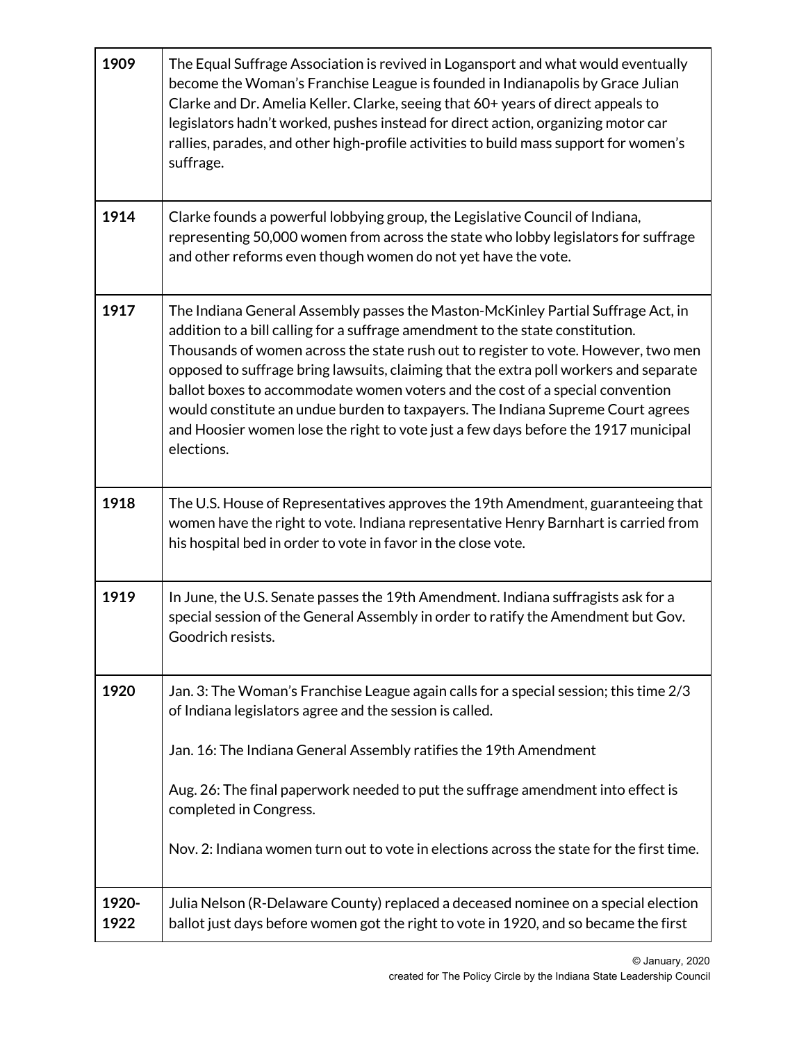| | |
|---|---|
| **1909** | The Equal Suffrage Association is revived in Logansport and what would eventually become the Woman's Franchise League is founded in Indianapolis by Grace Julian Clarke and Dr. Amelia Keller. Clarke, seeing that 60+ years of direct appeals to legislators hadn't worked, pushes instead for direct action, organizing motor car rallies, parades, and other high-profile activities to build mass support for women's suffrage. |
| **1914** | Clarke founds a powerful lobbying group, the Legislative Council of Indiana, representing 50,000 women from across the state who lobby legislators for suffrage and other reforms even though women do not yet have the vote. |
| **1917** | The Indiana General Assembly passes the Maston-McKinley Partial Suffrage Act, in addition to a bill calling for a suffrage amendment to the state constitution. Thousands of women across the state rush out to register to vote. However, two men opposed to suffrage bring lawsuits, claiming that the extra poll workers and separate ballot boxes to accommodate women voters and the cost of a special convention would constitute an undue burden to taxpayers. The Indiana Supreme Court agrees and Hoosier women lose the right to vote just a few days before the 1917 municipal elections. |
| **1918** | The U.S. House of Representatives approves the 19th Amendment, guaranteeing that women have the right to vote. Indiana representative Henry Barnhart is carried from his hospital bed in order to vote in favor in the close vote. |
| **1919** | In June, the U.S. Senate passes the 19th Amendment. Indiana suffragists ask for a special session of the General Assembly in order to ratify the Amendment but Gov. Goodrich resists. |
| **1920** | Jan. 3: The Woman's Franchise League again calls for a special session; this time 2/3 of Indiana legislators agree and the session is called.<br><br>Jan. 16: The Indiana General Assembly ratifies the 19th Amendment<br><br>Aug. 26: The final paperwork needed to put the suffrage amendment into effect is completed in Congress.<br><br>Nov. 2: Indiana women turn out to vote in elections across the state for the first time. |
| **1920-1922** | Julia Nelson (R-Delaware County) replaced a deceased nominee on a special election ballot just days before women got the right to vote in 1920, and so became the first |

© January, 2020
created for The Policy Circle by the Indiana State Leadership Council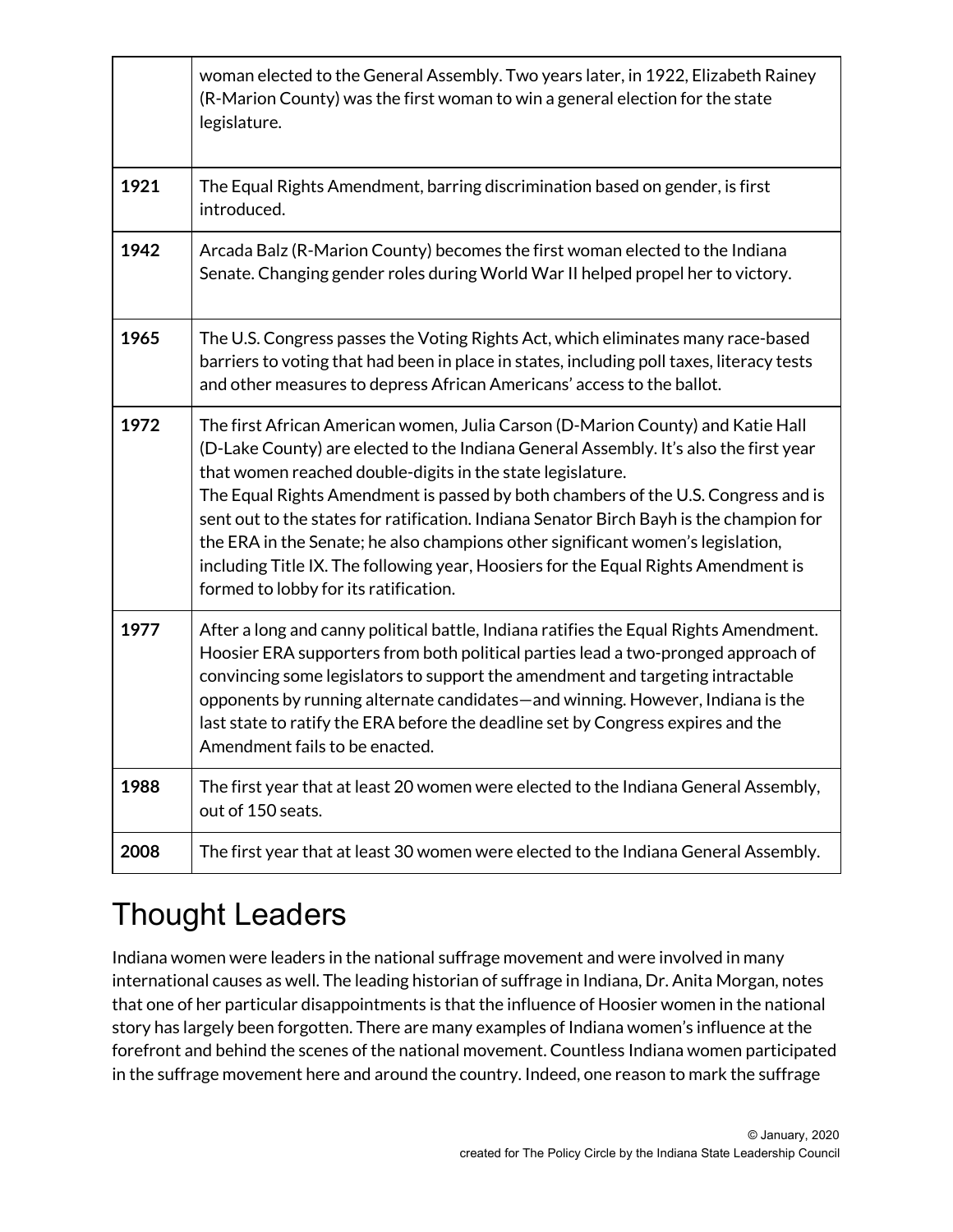| | |
|---|---|
| | woman elected to the General Assembly. Two years later, in 1922, Elizabeth Rainey (R-Marion County) was the first woman to win a general election for the state legislature. |
| **1921** | The Equal Rights Amendment, barring discrimination based on gender, is first introduced. |
| **1942** | Arcada Balz (R-Marion County) becomes the first woman elected to the Indiana Senate. Changing gender roles during World War II helped propel her to victory. |
| **1965** | The U.S. Congress passes the Voting Rights Act, which eliminates many race-based barriers to voting that had been in place in states, including poll taxes, literacy tests and other measures to depress African Americans' access to the ballot. |
| **1972** | The first African American women, Julia Carson (D-Marion County) and Katie Hall (D-Lake County) are elected to the Indiana General Assembly. It's also the first year that women reached double-digits in the state legislature.<br>The Equal Rights Amendment is passed by both chambers of the U.S. Congress and is sent out to the states for ratification. Indiana Senator Birch Bayh is the champion for the ERA in the Senate; he also champions other significant women's legislation, including Title IX. The following year, Hoosiers for the Equal Rights Amendment is formed to lobby for its ratification. |
| **1977** | After a long and canny political battle, Indiana ratifies the Equal Rights Amendment. Hoosier ERA supporters from both political parties lead a two-pronged approach of convincing some legislators to support the amendment and targeting intractable opponents by running alternate candidates—and winning. However, Indiana is the last state to ratify the ERA before the deadline set by Congress expires and the Amendment fails to be enacted. |
| **1988** | The first year that at least 20 women were elected to the Indiana General Assembly, out of 150 seats. |
| **2008** | The first year that at least 30 women were elected to the Indiana General Assembly. |

# Thought Leaders

Indiana women were leaders in the national suffrage movement and were involved in many international causes as well. The leading historian of suffrage in Indiana, Dr. Anita Morgan, notes that one of her particular disappointments is that the influence of Hoosier women in the national story has largely been forgotten. There are many examples of Indiana women's influence at the forefront and behind the scenes of the national movement. Countless Indiana women participated in the suffrage movement here and around the country. Indeed, one reason to mark the suffrage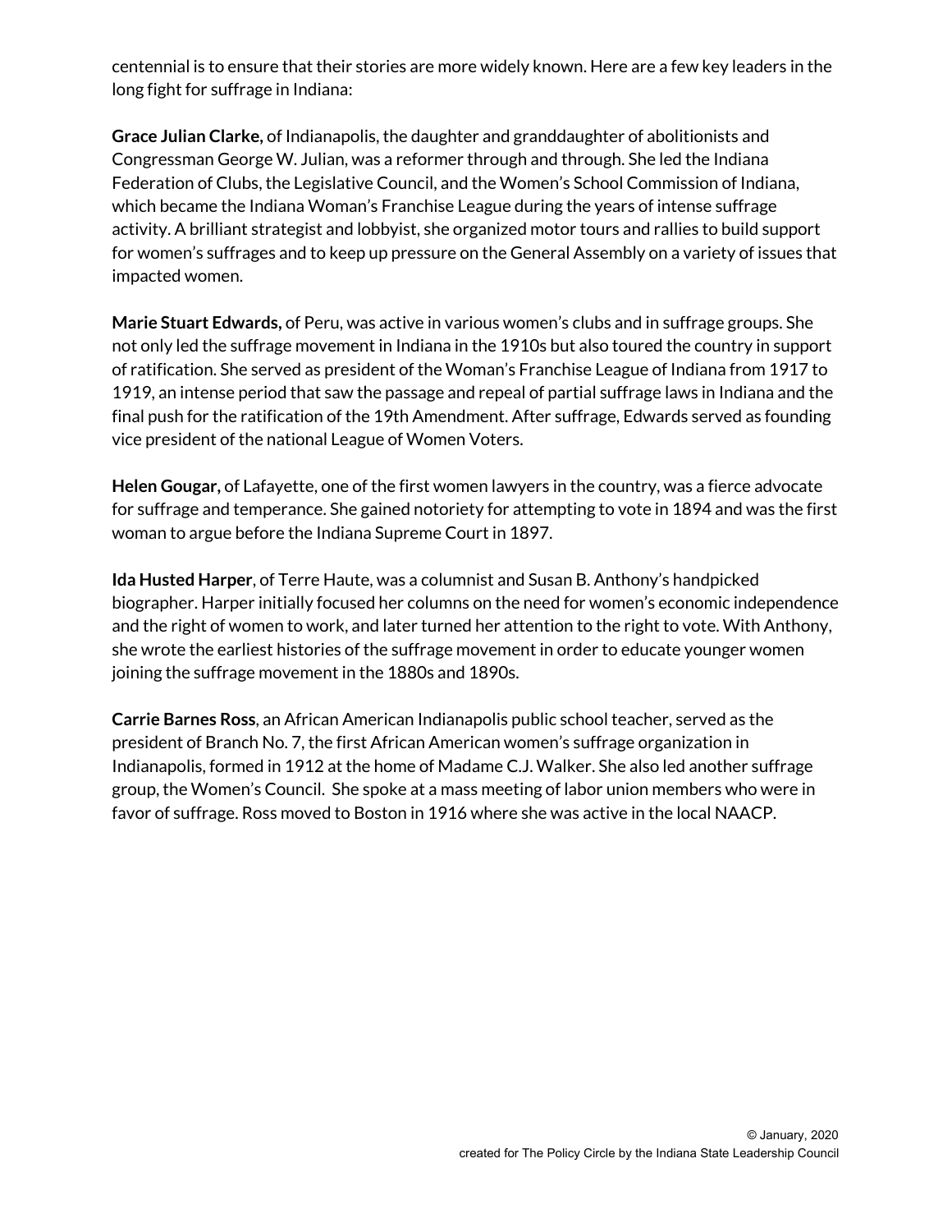centennial is to ensure that their stories are more widely known. Here are a few key leaders in the long fight for suffrage in Indiana:

**Grace Julian Clarke,** of Indianapolis, the daughter and granddaughter of abolitionists and Congressman George W. Julian, was a reformer through and through. She led the Indiana Federation of Clubs, the Legislative Council, and the Women's School Commission of Indiana, which became the Indiana Woman's Franchise League during the years of intense suffrage activity. A brilliant strategist and lobbyist, she organized motor tours and rallies to build support for women's suffrages and to keep up pressure on the General Assembly on a variety of issues that impacted women.

**Marie Stuart Edwards,** of Peru, was active in various women's clubs and in suffrage groups. She not only led the suffrage movement in Indiana in the 1910s but also toured the country in support of ratification. She served as president of the Woman's Franchise League of Indiana from 1917 to 1919, an intense period that saw the passage and repeal of partial suffrage laws in Indiana and the final push for the ratification of the 19th Amendment. After suffrage, Edwards served as founding vice president of the national League of Women Voters.

**Helen Gougar,** of Lafayette, one of the first women lawyers in the country, was a fierce advocate for suffrage and temperance. She gained notoriety for attempting to vote in 1894 and was the first woman to argue before the Indiana Supreme Court in 1897.

**Ida Husted Harper**, of Terre Haute, was a columnist and Susan B. Anthony's handpicked biographer. Harper initially focused her columns on the need for women's economic independence and the right of women to work, and later turned her attention to the right to vote. With Anthony, she wrote the earliest histories of the suffrage movement in order to educate younger women joining the suffrage movement in the 1880s and 1890s.

**Carrie Barnes Ross**, an African American Indianapolis public school teacher, served as the president of Branch No. 7, the first African American women's suffrage organization in Indianapolis, formed in 1912 at the home of Madame C.J. Walker. She also led another suffrage group, the Women's Council. She spoke at a mass meeting of labor union members who were in favor of suffrage. Ross moved to Boston in 1916 where she was active in the local NAACP.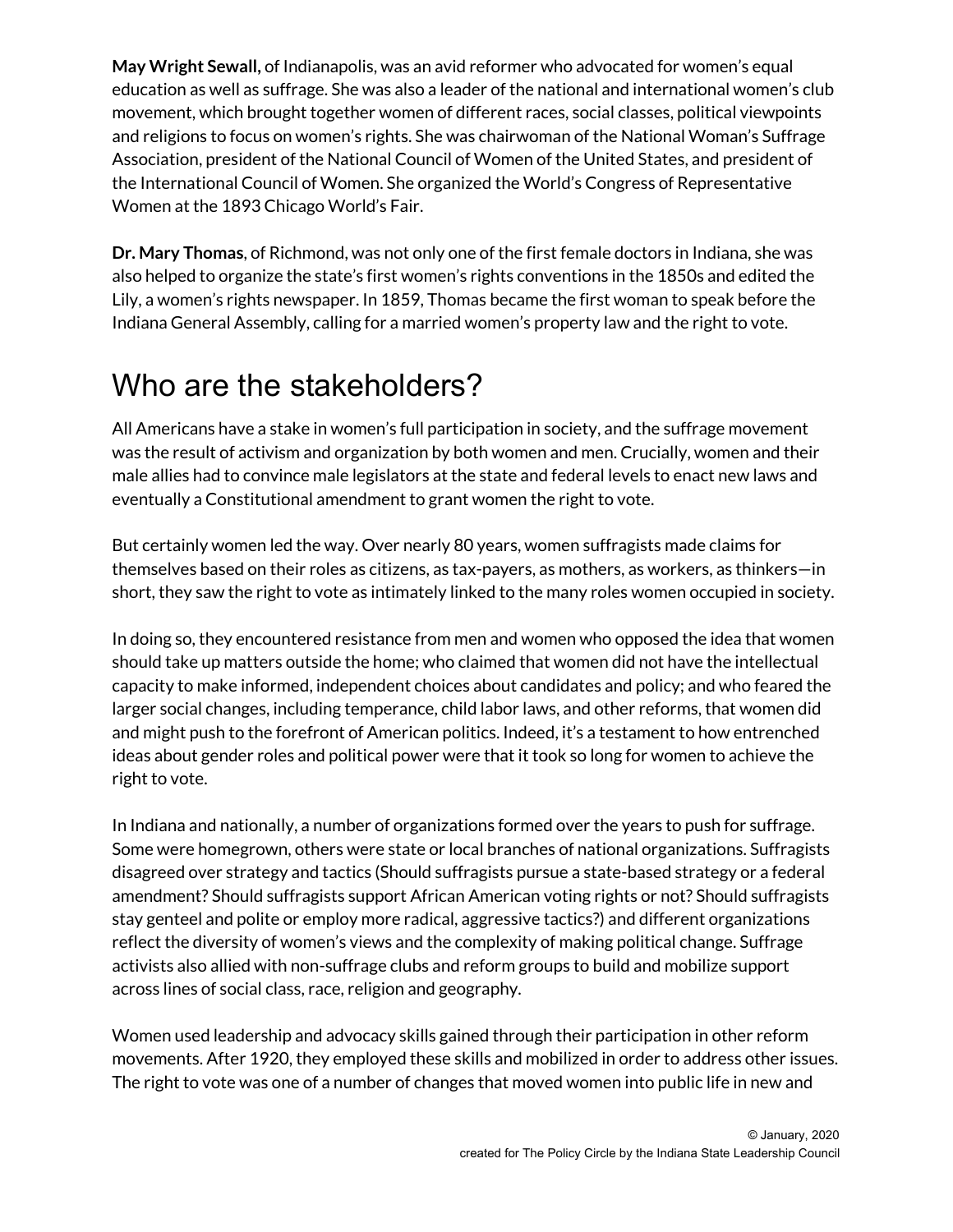**May Wright Sewall,** of Indianapolis, was an avid reformer who advocated for women's equal education as well as suffrage. She was also a leader of the national and international women's club movement, which brought together women of different races, social classes, political viewpoints and religions to focus on women's rights. She was chairwoman of the National Woman's Suffrage Association, president of the National Council of Women of the United States, and president of the International Council of Women. She organized the World's Congress of Representative Women at the 1893 Chicago World's Fair.

**Dr. Mary Thomas**, of Richmond, was not only one of the first female doctors in Indiana, she was also helped to organize the state's first women's rights conventions in the 1850s and edited the Lily, a women's rights newspaper. In 1859, Thomas became the first woman to speak before the Indiana General Assembly, calling for a married women's property law and the right to vote.

# Who are the stakeholders?

All Americans have a stake in women's full participation in society, and the suffrage movement was the result of activism and organization by both women and men. Crucially, women and their male allies had to convince male legislators at the state and federal levels to enact new laws and eventually a Constitutional amendment to grant women the right to vote.

But certainly women led the way. Over nearly 80 years, women suffragists made claims for themselves based on their roles as citizens, as tax-payers, as mothers, as workers, as thinkers—in short, they saw the right to vote as intimately linked to the many roles women occupied in society.

In doing so, they encountered resistance from men and women who opposed the idea that women should take up matters outside the home; who claimed that women did not have the intellectual capacity to make informed, independent choices about candidates and policy; and who feared the larger social changes, including temperance, child labor laws, and other reforms, that women did and might push to the forefront of American politics. Indeed, it's a testament to how entrenched ideas about gender roles and political power were that it took so long for women to achieve the right to vote.

In Indiana and nationally, a number of organizations formed over the years to push for suffrage. Some were homegrown, others were state or local branches of national organizations. Suffragists disagreed over strategy and tactics (Should suffragists pursue a state-based strategy or a federal amendment? Should suffragists support African American voting rights or not? Should suffragists stay genteel and polite or employ more radical, aggressive tactics?) and different organizations reflect the diversity of women's views and the complexity of making political change. Suffrage activists also allied with non-suffrage clubs and reform groups to build and mobilize support across lines of social class, race, religion and geography.

Women used leadership and advocacy skills gained through their participation in other reform movements. After 1920, they employed these skills and mobilized in order to address other issues. The right to vote was one of a number of changes that moved women into public life in new and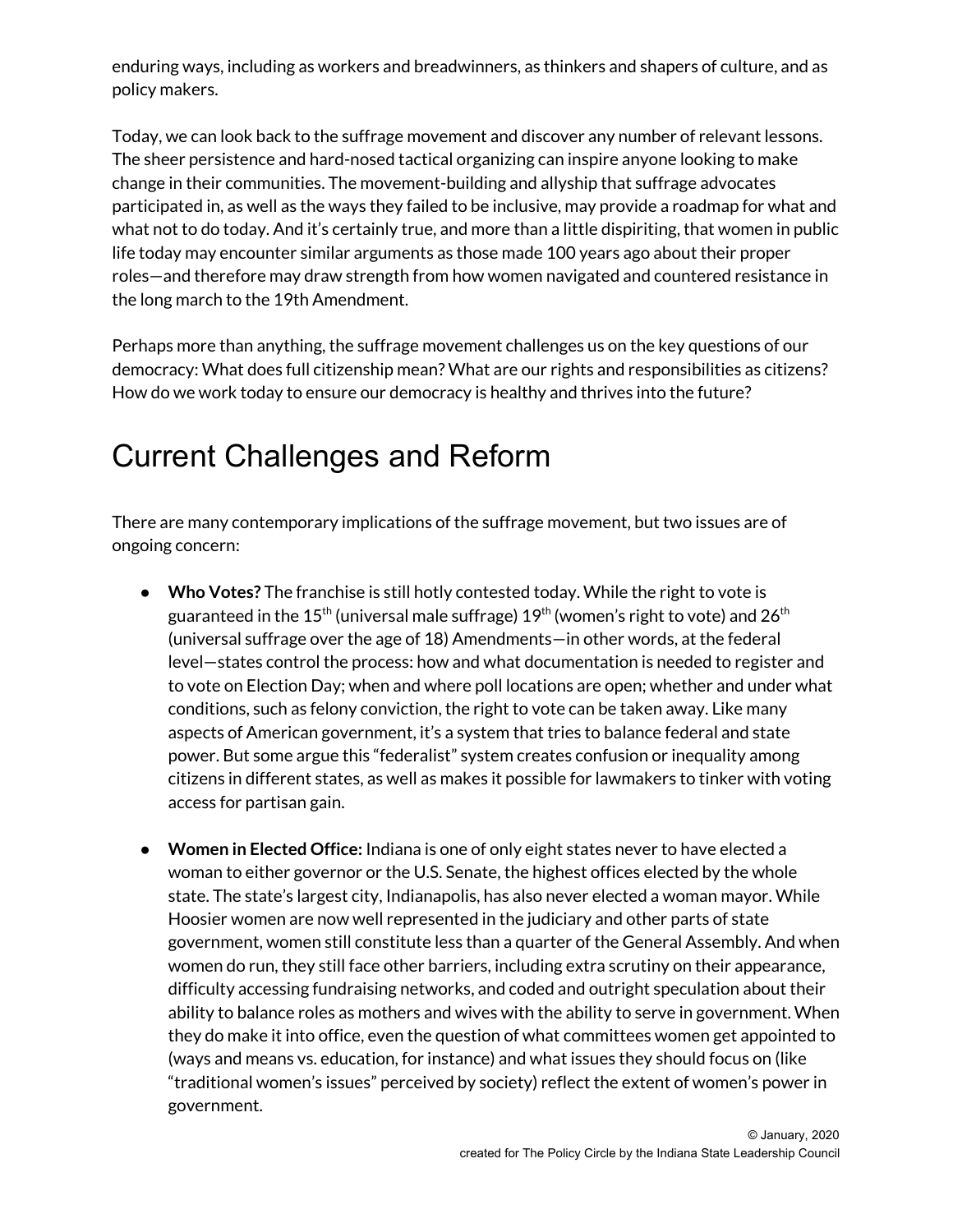enduring ways, including as workers and breadwinners, as thinkers and shapers of culture, and as policy makers.

Today, we can look back to the suffrage movement and discover any number of relevant lessons. The sheer persistence and hard-nosed tactical organizing can inspire anyone looking to make change in their communities. The movement-building and allyship that suffrage advocates participated in, as well as the ways they failed to be inclusive, may provide a roadmap for what and what not to do today. And it's certainly true, and more than a little dispiriting, that women in public life today may encounter similar arguments as those made 100 years ago about their proper roles—and therefore may draw strength from how women navigated and countered resistance in the long march to the 19th Amendment.

Perhaps more than anything, the suffrage movement challenges us on the key questions of our democracy: What does full citizenship mean? What are our rights and responsibilities as citizens? How do we work today to ensure our democracy is healthy and thrives into the future?

# Current Challenges and Reform

There are many contemporary implications of the suffrage movement, but two issues are of ongoing concern:

- **Who Votes?** The franchise is still hotly contested today. While the right to vote is guaranteed in the 15th (universal male suffrage) 19th (women's right to vote) and 26th (universal suffrage over the age of 18) Amendments—in other words, at the federal level—states control the process: how and what documentation is needed to register and to vote on Election Day; when and where poll locations are open; whether and under what conditions, such as felony conviction, the right to vote can be taken away. Like many aspects of American government, it's a system that tries to balance federal and state power. But some argue this "federalist" system creates confusion or inequality among citizens in different states, as well as makes it possible for lawmakers to tinker with voting access for partisan gain.

- **Women in Elected Office:** Indiana is one of only eight states never to have elected a woman to either governor or the U.S. Senate, the highest offices elected by the whole state. The state's largest city, Indianapolis, has also never elected a woman mayor. While Hoosier women are now well represented in the judiciary and other parts of state government, women still constitute less than a quarter of the General Assembly. And when women do run, they still face other barriers, including extra scrutiny on their appearance, difficulty accessing fundraising networks, and coded and outright speculation about their ability to balance roles as mothers and wives with the ability to serve in government. When they do make it into office, even the question of what committees women get appointed to (ways and means vs. education, for instance) and what issues they should focus on (like "traditional women's issues" perceived by society) reflect the extent of women's power in government.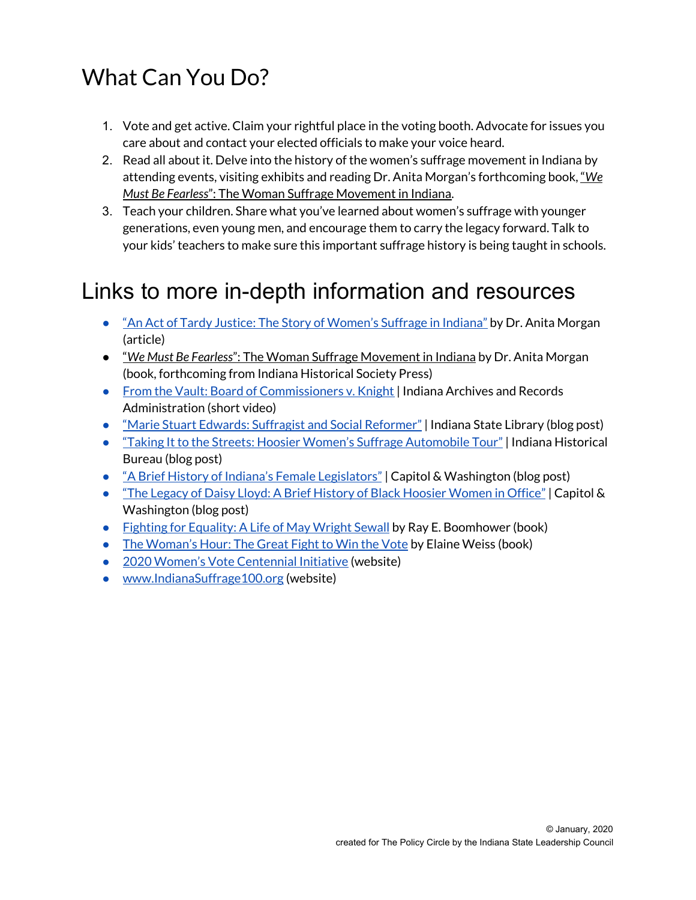# What Can You Do?

1. Vote and get active. Claim your rightful place in the voting booth. Advocate for issues you care about and contact your elected officials to make your voice heard.
2. Read all about it. Delve into the history of the women's suffrage movement in Indiana by attending events, visiting exhibits and reading Dr. Anita Morgan's forthcoming book, "*We Must Be Fearless*": The Woman Suffrage Movement in Indiana.
3. Teach your children. Share what you've learned about women's suffrage with younger generations, even young men, and encourage them to carry the legacy forward. Talk to your kids' teachers to make sure this important suffrage history is being taught in schools.

# Links to more in-depth information and resources

- "An Act of Tardy Justice: The Story of Women's Suffrage in Indiana" by Dr. Anita Morgan (article)
- "*We Must Be Fearless*": The Woman Suffrage Movement in Indiana by Dr. Anita Morgan (book, forthcoming from Indiana Historical Society Press)
- From the Vault: Board of Commissioners v. Knight | Indiana Archives and Records Administration (short video)
- "Marie Stuart Edwards: Suffragist and Social Reformer" | Indiana State Library (blog post)
- "Taking It to the Streets: Hoosier Women's Suffrage Automobile Tour" | Indiana Historical Bureau (blog post)
- "A Brief History of Indiana's Female Legislators" | Capitol & Washington (blog post)
- "The Legacy of Daisy Lloyd: A Brief History of Black Hoosier Women in Office" | Capitol & Washington (blog post)
- Fighting for Equality: A Life of May Wright Sewall by Ray E. Boomhower (book)
- The Woman's Hour: The Great Fight to Win the Vote by Elaine Weiss (book)
- 2020 Women's Vote Centennial Initiative (website)
- www.IndianaSuffrage100.org (website)

© January, 2020
created for The Policy Circle by the Indiana State Leadership Council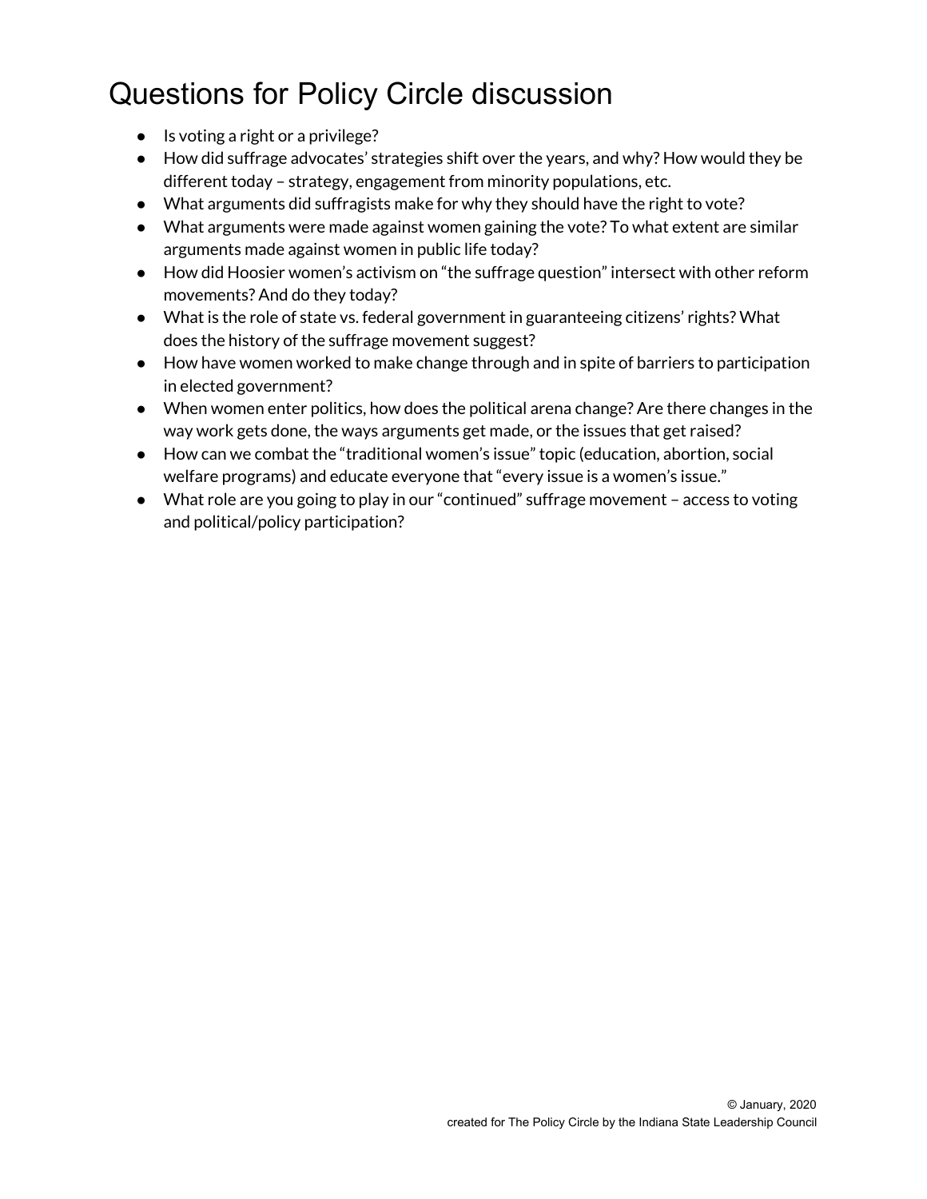# Questions for Policy Circle discussion

- Is voting a right or a privilege?
- How did suffrage advocates' strategies shift over the years, and why? How would they be different today – strategy, engagement from minority populations, etc.
- What arguments did suffragists make for why they should have the right to vote?
- What arguments were made against women gaining the vote? To what extent are similar arguments made against women in public life today?
- How did Hoosier women's activism on "the suffrage question" intersect with other reform movements? And do they today?
- What is the role of state vs. federal government in guaranteeing citizens' rights? What does the history of the suffrage movement suggest?
- How have women worked to make change through and in spite of barriers to participation in elected government?
- When women enter politics, how does the political arena change? Are there changes in the way work gets done, the ways arguments get made, or the issues that get raised?
- How can we combat the "traditional women's issue" topic (education, abortion, social welfare programs) and educate everyone that "every issue is a women's issue."
- What role are you going to play in our "continued" suffrage movement – access to voting and political/policy participation?

© January, 2020
created for The Policy Circle by the Indiana State Leadership Council